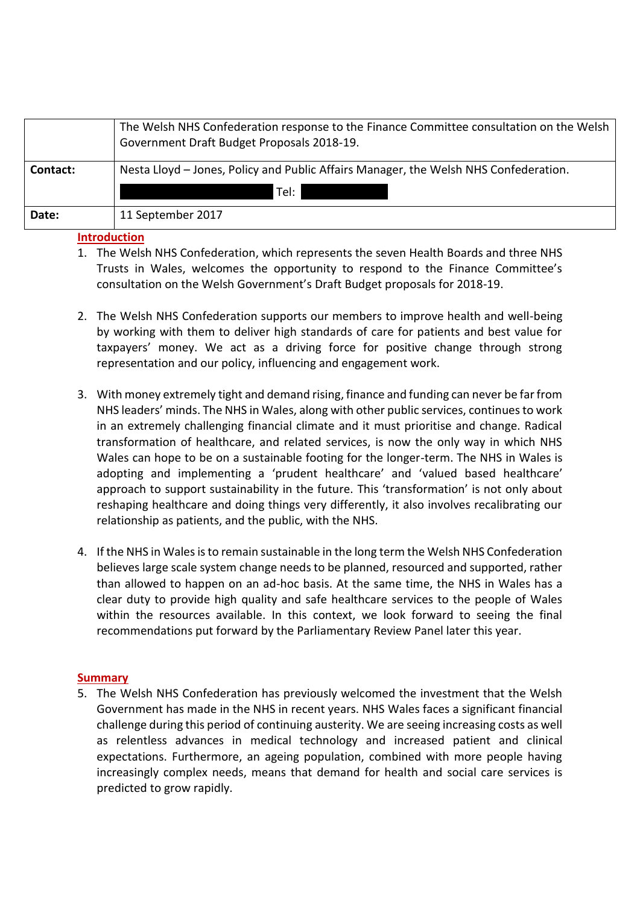| | The Welsh NHS Confederation response to the Finance Committee consultation on the Welsh Government Draft Budget Proposals 2018-19. |
|---|---|
| **Contact:** | Nesta Lloyd – Jones, Policy and Public Affairs Manager, the Welsh NHS Confederation. Tel: |
| **Date:** | 11 September 2017 |

## Introduction

1. The Welsh NHS Confederation, which represents the seven Health Boards and three NHS Trusts in Wales, welcomes the opportunity to respond to the Finance Committee's consultation on the Welsh Government's Draft Budget proposals for 2018-19.

2. The Welsh NHS Confederation supports our members to improve health and well-being by working with them to deliver high standards of care for patients and best value for taxpayers' money. We act as a driving force for positive change through strong representation and our policy, influencing and engagement work.

3. With money extremely tight and demand rising, finance and funding can never be far from NHS leaders' minds. The NHS in Wales, along with other public services, continues to work in an extremely challenging financial climate and it must prioritise and change. Radical transformation of healthcare, and related services, is now the only way in which NHS Wales can hope to be on a sustainable footing for the longer-term. The NHS in Wales is adopting and implementing a 'prudent healthcare' and 'valued based healthcare' approach to support sustainability in the future. This 'transformation' is not only about reshaping healthcare and doing things very differently, it also involves recalibrating our relationship as patients, and the public, with the NHS.

4. If the NHS in Wales is to remain sustainable in the long term the Welsh NHS Confederation believes large scale system change needs to be planned, resourced and supported, rather than allowed to happen on an ad-hoc basis. At the same time, the NHS in Wales has a clear duty to provide high quality and safe healthcare services to the people of Wales within the resources available. In this context, we look forward to seeing the final recommendations put forward by the Parliamentary Review Panel later this year.

## Summary

5. The Welsh NHS Confederation has previously welcomed the investment that the Welsh Government has made in the NHS in recent years. NHS Wales faces a significant financial challenge during this period of continuing austerity. We are seeing increasing costs as well as relentless advances in medical technology and increased patient and clinical expectations. Furthermore, an ageing population, combined with more people having increasingly complex needs, means that demand for health and social care services is predicted to grow rapidly.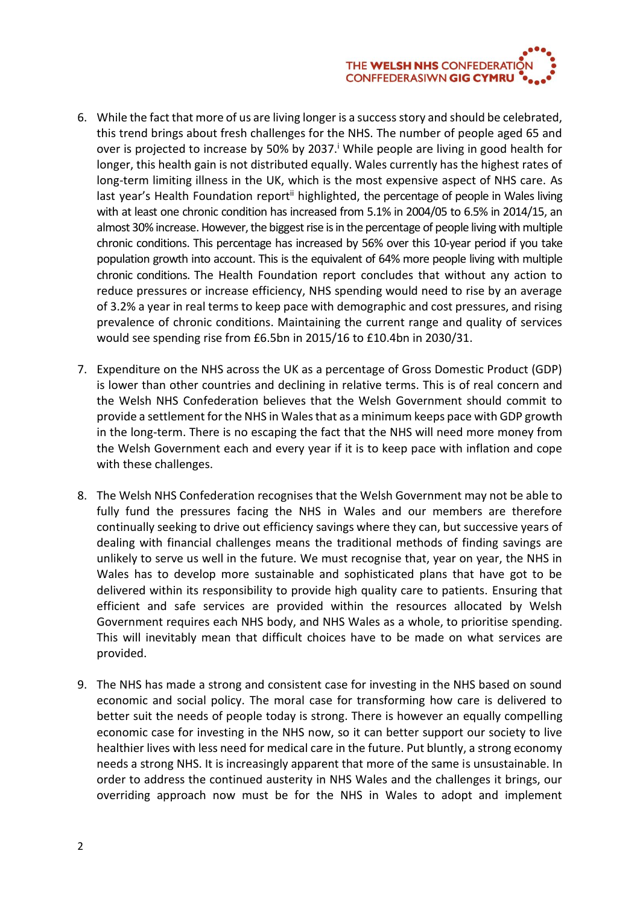6. While the fact that more of us are living longer is a success story and should be celebrated, this trend brings about fresh challenges for the NHS. The number of people aged 65 and over is projected to increase by 50% by 2037.[i] While people are living in good health for longer, this health gain is not distributed equally. Wales currently has the highest rates of long-term limiting illness in the UK, which is the most expensive aspect of NHS care. As last year's Health Foundation report[ii] highlighted, the percentage of people in Wales living with at least one chronic condition has increased from 5.1% in 2004/05 to 6.5% in 2014/15, an almost 30% increase. However, the biggest rise is in the percentage of people living with multiple chronic conditions. This percentage has increased by 56% over this 10-year period if you take population growth into account. This is the equivalent of 64% more people living with multiple chronic conditions. The Health Foundation report concludes that without any action to reduce pressures or increase efficiency, NHS spending would need to rise by an average of 3.2% a year in real terms to keep pace with demographic and cost pressures, and rising prevalence of chronic conditions. Maintaining the current range and quality of services would see spending rise from £6.5bn in 2015/16 to £10.4bn in 2030/31.

7. Expenditure on the NHS across the UK as a percentage of Gross Domestic Product (GDP) is lower than other countries and declining in relative terms. This is of real concern and the Welsh NHS Confederation believes that the Welsh Government should commit to provide a settlement for the NHS in Wales that as a minimum keeps pace with GDP growth in the long-term. There is no escaping the fact that the NHS will need more money from the Welsh Government each and every year if it is to keep pace with inflation and cope with these challenges.

8. The Welsh NHS Confederation recognises that the Welsh Government may not be able to fully fund the pressures facing the NHS in Wales and our members are therefore continually seeking to drive out efficiency savings where they can, but successive years of dealing with financial challenges means the traditional methods of finding savings are unlikely to serve us well in the future. We must recognise that, year on year, the NHS in Wales has to develop more sustainable and sophisticated plans that have got to be delivered within its responsibility to provide high quality care to patients. Ensuring that efficient and safe services are provided within the resources allocated by Welsh Government requires each NHS body, and NHS Wales as a whole, to prioritise spending. This will inevitably mean that difficult choices have to be made on what services are provided.

9. The NHS has made a strong and consistent case for investing in the NHS based on sound economic and social policy. The moral case for transforming how care is delivered to better suit the needs of people today is strong. There is however an equally compelling economic case for investing in the NHS now, so it can better support our society to live healthier lives with less need for medical care in the future. Put bluntly, a strong economy needs a strong NHS. It is increasingly apparent that more of the same is unsustainable. In order to address the continued austerity in NHS Wales and the challenges it brings, our overriding approach now must be for the NHS in Wales to adopt and implement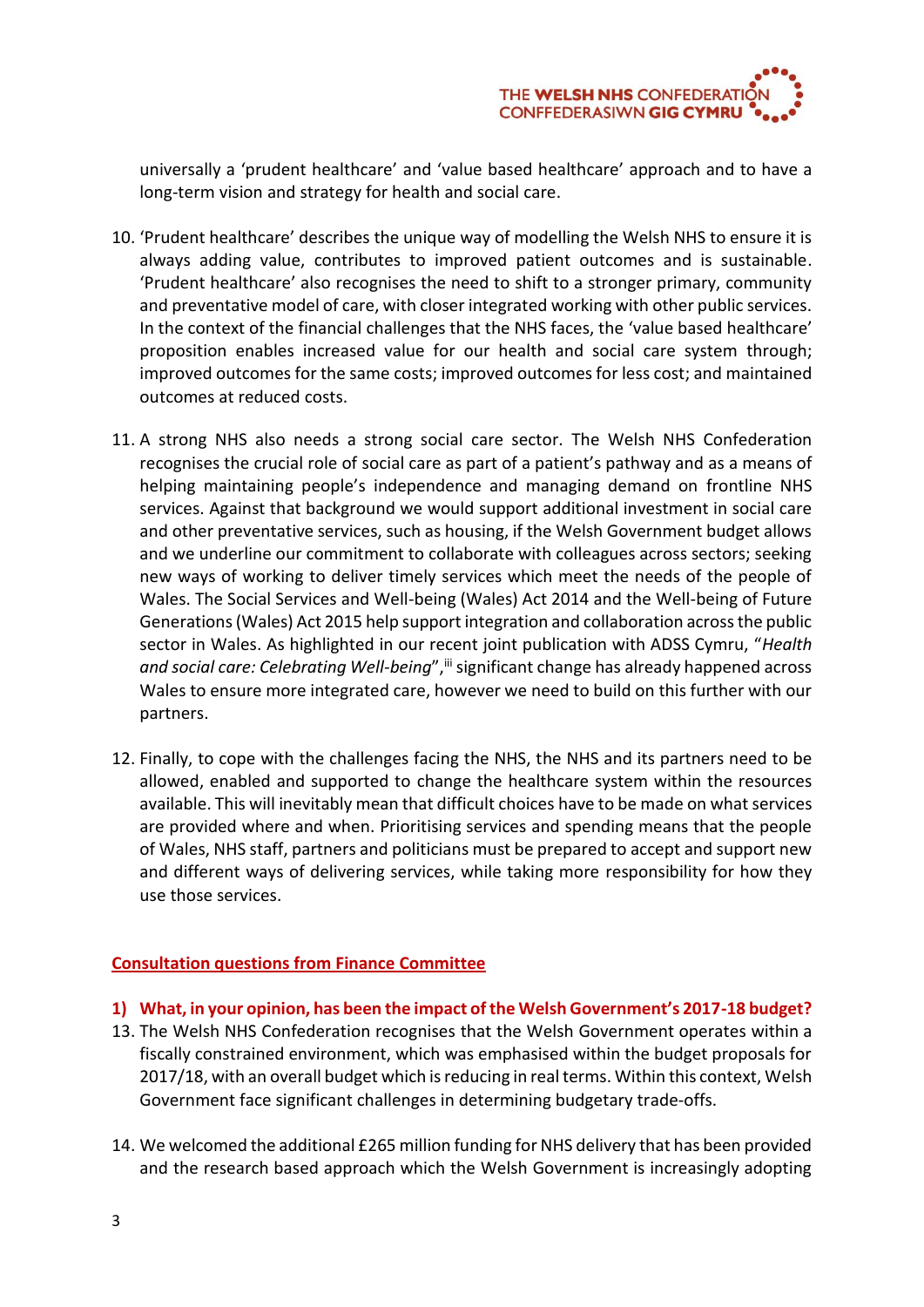universally a 'prudent healthcare' and 'value based healthcare' approach and to have a long-term vision and strategy for health and social care.

10. 'Prudent healthcare' describes the unique way of modelling the Welsh NHS to ensure it is always adding value, contributes to improved patient outcomes and is sustainable. 'Prudent healthcare' also recognises the need to shift to a stronger primary, community and preventative model of care, with closer integrated working with other public services. In the context of the financial challenges that the NHS faces, the 'value based healthcare' proposition enables increased value for our health and social care system through; improved outcomes for the same costs; improved outcomes for less cost; and maintained outcomes at reduced costs.

11. A strong NHS also needs a strong social care sector. The Welsh NHS Confederation recognises the crucial role of social care as part of a patient's pathway and as a means of helping maintaining people's independence and managing demand on frontline NHS services. Against that background we would support additional investment in social care and other preventative services, such as housing, if the Welsh Government budget allows and we underline our commitment to collaborate with colleagues across sectors; seeking new ways of working to deliver timely services which meet the needs of the people of Wales. The Social Services and Well-being (Wales) Act 2014 and the Well-being of Future Generations (Wales) Act 2015 help support integration and collaboration across the public sector in Wales. As highlighted in our recent joint publication with ADSS Cymru, "*Health and social care: Celebrating Well-being*",[iii] significant change has already happened across Wales to ensure more integrated care, however we need to build on this further with our partners.

12. Finally, to cope with the challenges facing the NHS, the NHS and its partners need to be allowed, enabled and supported to change the healthcare system within the resources available. This will inevitably mean that difficult choices have to be made on what services are provided where and when. Prioritising services and spending means that the people of Wales, NHS staff, partners and politicians must be prepared to accept and support new and different ways of delivering services, while taking more responsibility for how they use those services.

## Consultation questions from Finance Committee

### 1) What, in your opinion, has been the impact of the Welsh Government's 2017-18 budget?

13. The Welsh NHS Confederation recognises that the Welsh Government operates within a fiscally constrained environment, which was emphasised within the budget proposals for 2017/18, with an overall budget which is reducing in real terms. Within this context, Welsh Government face significant challenges in determining budgetary trade-offs.

14. We welcomed the additional £265 million funding for NHS delivery that has been provided and the research based approach which the Welsh Government is increasingly adopting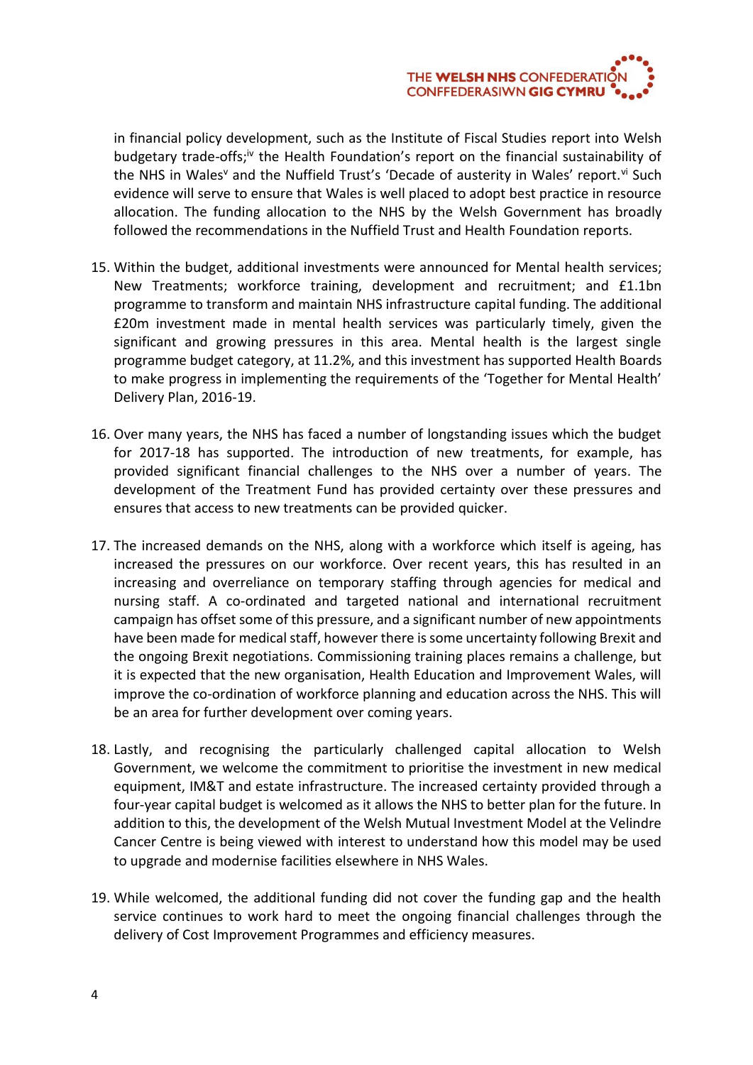in financial policy development, such as the Institute of Fiscal Studies report into Welsh budgetary trade-offs;[iv] the Health Foundation's report on the financial sustainability of the NHS in Wales[v] and the Nuffield Trust's 'Decade of austerity in Wales' report.[vi] Such evidence will serve to ensure that Wales is well placed to adopt best practice in resource allocation. The funding allocation to the NHS by the Welsh Government has broadly followed the recommendations in the Nuffield Trust and Health Foundation reports.

15. Within the budget, additional investments were announced for Mental health services; New Treatments; workforce training, development and recruitment; and £1.1bn programme to transform and maintain NHS infrastructure capital funding. The additional £20m investment made in mental health services was particularly timely, given the significant and growing pressures in this area. Mental health is the largest single programme budget category, at 11.2%, and this investment has supported Health Boards to make progress in implementing the requirements of the 'Together for Mental Health' Delivery Plan, 2016-19.

16. Over many years, the NHS has faced a number of longstanding issues which the budget for 2017-18 has supported. The introduction of new treatments, for example, has provided significant financial challenges to the NHS over a number of years. The development of the Treatment Fund has provided certainty over these pressures and ensures that access to new treatments can be provided quicker.

17. The increased demands on the NHS, along with a workforce which itself is ageing, has increased the pressures on our workforce. Over recent years, this has resulted in an increasing and overreliance on temporary staffing through agencies for medical and nursing staff. A co-ordinated and targeted national and international recruitment campaign has offset some of this pressure, and a significant number of new appointments have been made for medical staff, however there is some uncertainty following Brexit and the ongoing Brexit negotiations. Commissioning training places remains a challenge, but it is expected that the new organisation, Health Education and Improvement Wales, will improve the co-ordination of workforce planning and education across the NHS. This will be an area for further development over coming years.

18. Lastly, and recognising the particularly challenged capital allocation to Welsh Government, we welcome the commitment to prioritise the investment in new medical equipment, IM&T and estate infrastructure. The increased certainty provided through a four-year capital budget is welcomed as it allows the NHS to better plan for the future. In addition to this, the development of the Welsh Mutual Investment Model at the Velindre Cancer Centre is being viewed with interest to understand how this model may be used to upgrade and modernise facilities elsewhere in NHS Wales.

19. While welcomed, the additional funding did not cover the funding gap and the health service continues to work hard to meet the ongoing financial challenges through the delivery of Cost Improvement Programmes and efficiency measures.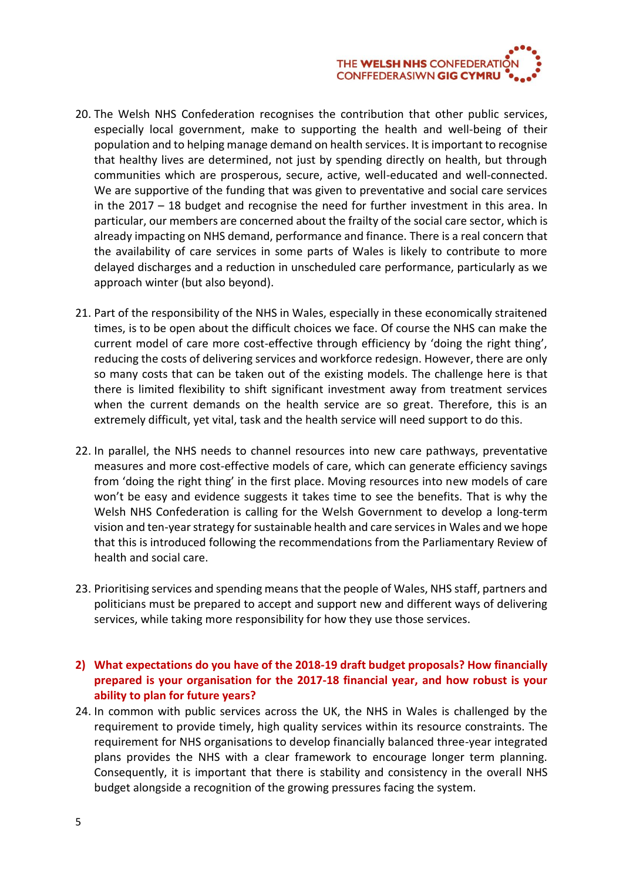20. The Welsh NHS Confederation recognises the contribution that other public services, especially local government, make to supporting the health and well-being of their population and to helping manage demand on health services. It is important to recognise that healthy lives are determined, not just by spending directly on health, but through communities which are prosperous, secure, active, well-educated and well-connected. We are supportive of the funding that was given to preventative and social care services in the 2017 – 18 budget and recognise the need for further investment in this area. In particular, our members are concerned about the frailty of the social care sector, which is already impacting on NHS demand, performance and finance. There is a real concern that the availability of care services in some parts of Wales is likely to contribute to more delayed discharges and a reduction in unscheduled care performance, particularly as we approach winter (but also beyond).

21. Part of the responsibility of the NHS in Wales, especially in these economically straitened times, is to be open about the difficult choices we face. Of course the NHS can make the current model of care more cost-effective through efficiency by 'doing the right thing', reducing the costs of delivering services and workforce redesign. However, there are only so many costs that can be taken out of the existing models. The challenge here is that there is limited flexibility to shift significant investment away from treatment services when the current demands on the health service are so great. Therefore, this is an extremely difficult, yet vital, task and the health service will need support to do this.

22. In parallel, the NHS needs to channel resources into new care pathways, preventative measures and more cost-effective models of care, which can generate efficiency savings from 'doing the right thing' in the first place. Moving resources into new models of care won't be easy and evidence suggests it takes time to see the benefits. That is why the Welsh NHS Confederation is calling for the Welsh Government to develop a long-term vision and ten-year strategy for sustainable health and care services in Wales and we hope that this is introduced following the recommendations from the Parliamentary Review of health and social care.

23. Prioritising services and spending means that the people of Wales, NHS staff, partners and politicians must be prepared to accept and support new and different ways of delivering services, while taking more responsibility for how they use those services.

### 2) What expectations do you have of the 2018-19 draft budget proposals? How financially prepared is your organisation for the 2017-18 financial year, and how robust is your ability to plan for future years?

24. In common with public services across the UK, the NHS in Wales is challenged by the requirement to provide timely, high quality services within its resource constraints. The requirement for NHS organisations to develop financially balanced three-year integrated plans provides the NHS with a clear framework to encourage longer term planning. Consequently, it is important that there is stability and consistency in the overall NHS budget alongside a recognition of the growing pressures facing the system.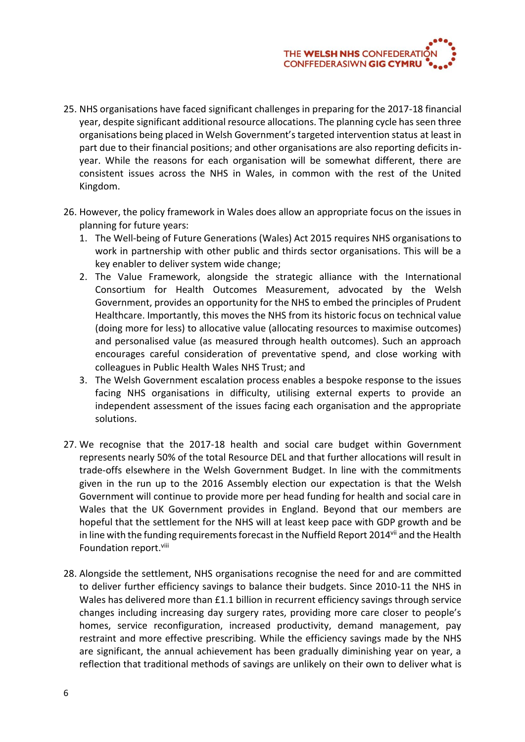25. NHS organisations have faced significant challenges in preparing for the 2017-18 financial year, despite significant additional resource allocations. The planning cycle has seen three organisations being placed in Welsh Government's targeted intervention status at least in part due to their financial positions; and other organisations are also reporting deficits in-year. While the reasons for each organisation will be somewhat different, there are consistent issues across the NHS in Wales, in common with the rest of the United Kingdom.

26. However, the policy framework in Wales does allow an appropriate focus on the issues in planning for future years:
    1. The Well-being of Future Generations (Wales) Act 2015 requires NHS organisations to work in partnership with other public and thirds sector organisations. This will be a key enabler to deliver system wide change;
    2. The Value Framework, alongside the strategic alliance with the International Consortium for Health Outcomes Measurement, advocated by the Welsh Government, provides an opportunity for the NHS to embed the principles of Prudent Healthcare. Importantly, this moves the NHS from its historic focus on technical value (doing more for less) to allocative value (allocating resources to maximise outcomes) and personalised value (as measured through health outcomes). Such an approach encourages careful consideration of preventative spend, and close working with colleagues in Public Health Wales NHS Trust; and
    3. The Welsh Government escalation process enables a bespoke response to the issues facing NHS organisations in difficulty, utilising external experts to provide an independent assessment of the issues facing each organisation and the appropriate solutions.

27. We recognise that the 2017-18 health and social care budget within Government represents nearly 50% of the total Resource DEL and that further allocations will result in trade-offs elsewhere in the Welsh Government Budget. In line with the commitments given in the run up to the 2016 Assembly election our expectation is that the Welsh Government will continue to provide more per head funding for health and social care in Wales that the UK Government provides in England. Beyond that our members are hopeful that the settlement for the NHS will at least keep pace with GDP growth and be in line with the funding requirements forecast in the Nuffield Report 2014[vii] and the Health Foundation report.[viii]

28. Alongside the settlement, NHS organisations recognise the need for and are committed to deliver further efficiency savings to balance their budgets. Since 2010-11 the NHS in Wales has delivered more than £1.1 billion in recurrent efficiency savings through service changes including increasing day surgery rates, providing more care closer to people's homes, service reconfiguration, increased productivity, demand management, pay restraint and more effective prescribing. While the efficiency savings made by the NHS are significant, the annual achievement has been gradually diminishing year on year, a reflection that traditional methods of savings are unlikely on their own to deliver what is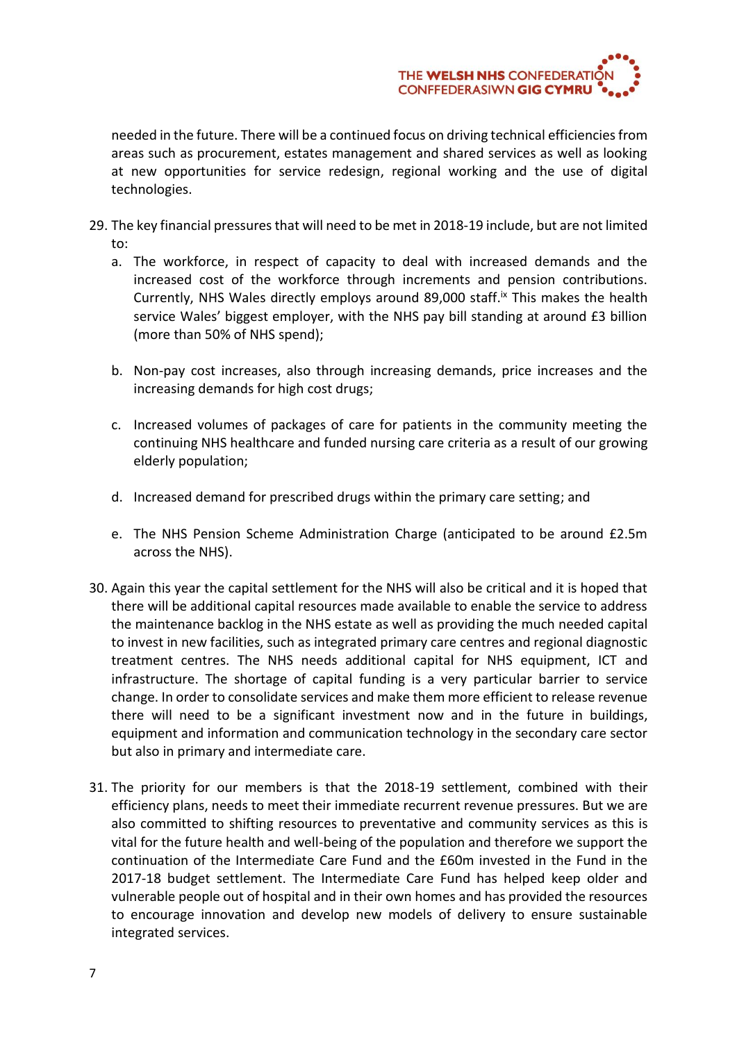needed in the future. There will be a continued focus on driving technical efficiencies from areas such as procurement, estates management and shared services as well as looking at new opportunities for service redesign, regional working and the use of digital technologies.

29. The key financial pressures that will need to be met in 2018-19 include, but are not limited to:
    a. The workforce, in respect of capacity to deal with increased demands and the increased cost of the workforce through increments and pension contributions. Currently, NHS Wales directly employs around 89,000 staff.[ix] This makes the health service Wales' biggest employer, with the NHS pay bill standing at around £3 billion (more than 50% of NHS spend);

    b. Non-pay cost increases, also through increasing demands, price increases and the increasing demands for high cost drugs;

    c. Increased volumes of packages of care for patients in the community meeting the continuing NHS healthcare and funded nursing care criteria as a result of our growing elderly population;

    d. Increased demand for prescribed drugs within the primary care setting; and

    e. The NHS Pension Scheme Administration Charge (anticipated to be around £2.5m across the NHS).

30. Again this year the capital settlement for the NHS will also be critical and it is hoped that there will be additional capital resources made available to enable the service to address the maintenance backlog in the NHS estate as well as providing the much needed capital to invest in new facilities, such as integrated primary care centres and regional diagnostic treatment centres. The NHS needs additional capital for NHS equipment, ICT and infrastructure. The shortage of capital funding is a very particular barrier to service change. In order to consolidate services and make them more efficient to release revenue there will need to be a significant investment now and in the future in buildings, equipment and information and communication technology in the secondary care sector but also in primary and intermediate care.

31. The priority for our members is that the 2018-19 settlement, combined with their efficiency plans, needs to meet their immediate recurrent revenue pressures. But we are also committed to shifting resources to preventative and community services as this is vital for the future health and well-being of the population and therefore we support the continuation of the Intermediate Care Fund and the £60m invested in the Fund in the 2017-18 budget settlement. The Intermediate Care Fund has helped keep older and vulnerable people out of hospital and in their own homes and has provided the resources to encourage innovation and develop new models of delivery to ensure sustainable integrated services.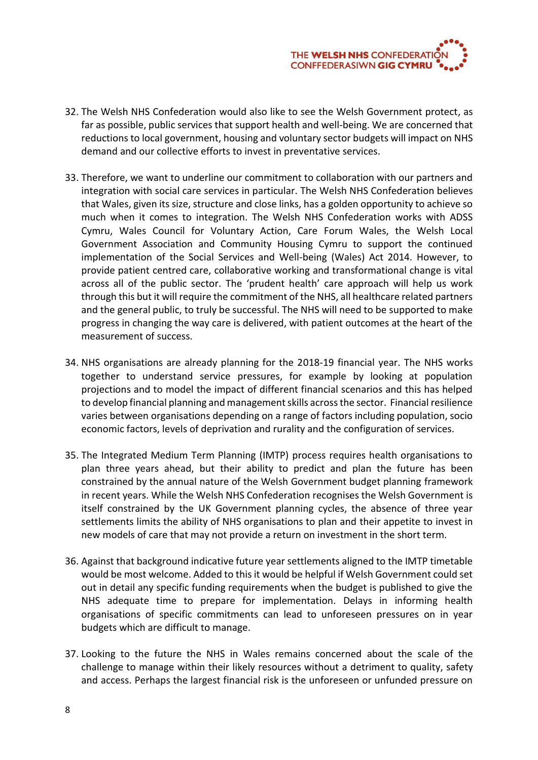32. The Welsh NHS Confederation would also like to see the Welsh Government protect, as far as possible, public services that support health and well-being. We are concerned that reductions to local government, housing and voluntary sector budgets will impact on NHS demand and our collective efforts to invest in preventative services.

33. Therefore, we want to underline our commitment to collaboration with our partners and integration with social care services in particular. The Welsh NHS Confederation believes that Wales, given its size, structure and close links, has a golden opportunity to achieve so much when it comes to integration. The Welsh NHS Confederation works with ADSS Cymru, Wales Council for Voluntary Action, Care Forum Wales, the Welsh Local Government Association and Community Housing Cymru to support the continued implementation of the Social Services and Well-being (Wales) Act 2014. However, to provide patient centred care, collaborative working and transformational change is vital across all of the public sector. The 'prudent health' care approach will help us work through this but it will require the commitment of the NHS, all healthcare related partners and the general public, to truly be successful. The NHS will need to be supported to make progress in changing the way care is delivered, with patient outcomes at the heart of the measurement of success.

34. NHS organisations are already planning for the 2018-19 financial year. The NHS works together to understand service pressures, for example by looking at population projections and to model the impact of different financial scenarios and this has helped to develop financial planning and management skills across the sector. Financial resilience varies between organisations depending on a range of factors including population, socio economic factors, levels of deprivation and rurality and the configuration of services.

35. The Integrated Medium Term Planning (IMTP) process requires health organisations to plan three years ahead, but their ability to predict and plan the future has been constrained by the annual nature of the Welsh Government budget planning framework in recent years. While the Welsh NHS Confederation recognises the Welsh Government is itself constrained by the UK Government planning cycles, the absence of three year settlements limits the ability of NHS organisations to plan and their appetite to invest in new models of care that may not provide a return on investment in the short term.

36. Against that background indicative future year settlements aligned to the IMTP timetable would be most welcome. Added to this it would be helpful if Welsh Government could set out in detail any specific funding requirements when the budget is published to give the NHS adequate time to prepare for implementation. Delays in informing health organisations of specific commitments can lead to unforeseen pressures on in year budgets which are difficult to manage.

37. Looking to the future the NHS in Wales remains concerned about the scale of the challenge to manage within their likely resources without a detriment to quality, safety and access. Perhaps the largest financial risk is the unforeseen or unfunded pressure on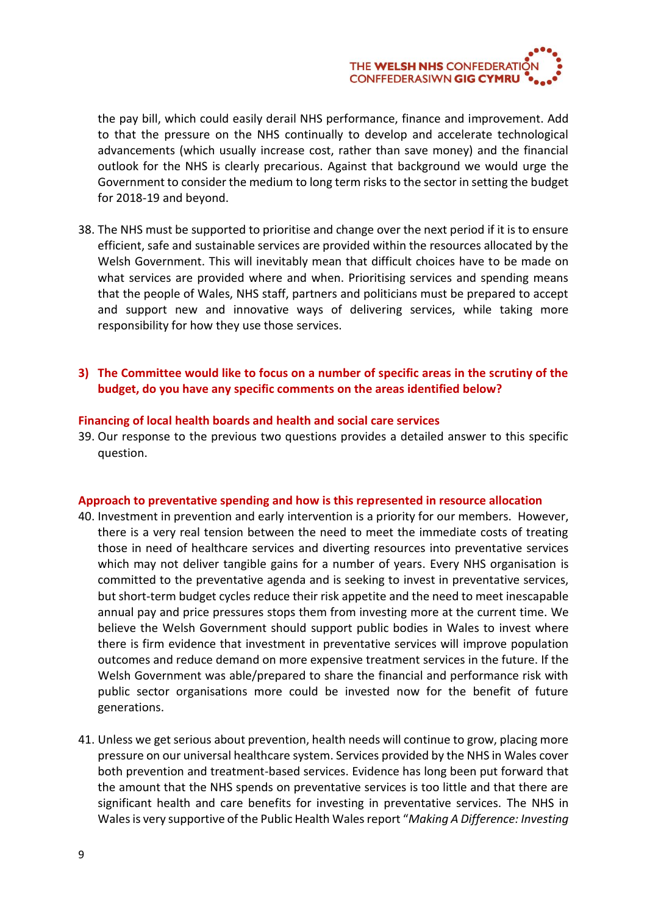the pay bill, which could easily derail NHS performance, finance and improvement. Add to that the pressure on the NHS continually to develop and accelerate technological advancements (which usually increase cost, rather than save money) and the financial outlook for the NHS is clearly precarious. Against that background we would urge the Government to consider the medium to long term risks to the sector in setting the budget for 2018-19 and beyond.

38. The NHS must be supported to prioritise and change over the next period if it is to ensure efficient, safe and sustainable services are provided within the resources allocated by the Welsh Government. This will inevitably mean that difficult choices have to be made on what services are provided where and when. Prioritising services and spending means that the people of Wales, NHS staff, partners and politicians must be prepared to accept and support new and innovative ways of delivering services, while taking more responsibility for how they use those services.

## 3) The Committee would like to focus on a number of specific areas in the scrutiny of the budget, do you have any specific comments on the areas identified below?

### Financing of local health boards and health and social care services

39. Our response to the previous two questions provides a detailed answer to this specific question.

### Approach to preventative spending and how is this represented in resource allocation

40. Investment in prevention and early intervention is a priority for our members. However, there is a very real tension between the need to meet the immediate costs of treating those in need of healthcare services and diverting resources into preventative services which may not deliver tangible gains for a number of years. Every NHS organisation is committed to the preventative agenda and is seeking to invest in preventative services, but short-term budget cycles reduce their risk appetite and the need to meet inescapable annual pay and price pressures stops them from investing more at the current time. We believe the Welsh Government should support public bodies in Wales to invest where there is firm evidence that investment in preventative services will improve population outcomes and reduce demand on more expensive treatment services in the future. If the Welsh Government was able/prepared to share the financial and performance risk with public sector organisations more could be invested now for the benefit of future generations.

41. Unless we get serious about prevention, health needs will continue to grow, placing more pressure on our universal healthcare system. Services provided by the NHS in Wales cover both prevention and treatment-based services. Evidence has long been put forward that the amount that the NHS spends on preventative services is too little and that there are significant health and care benefits for investing in preventative services. The NHS in Wales is very supportive of the Public Health Wales report "*Making A Difference: Investing*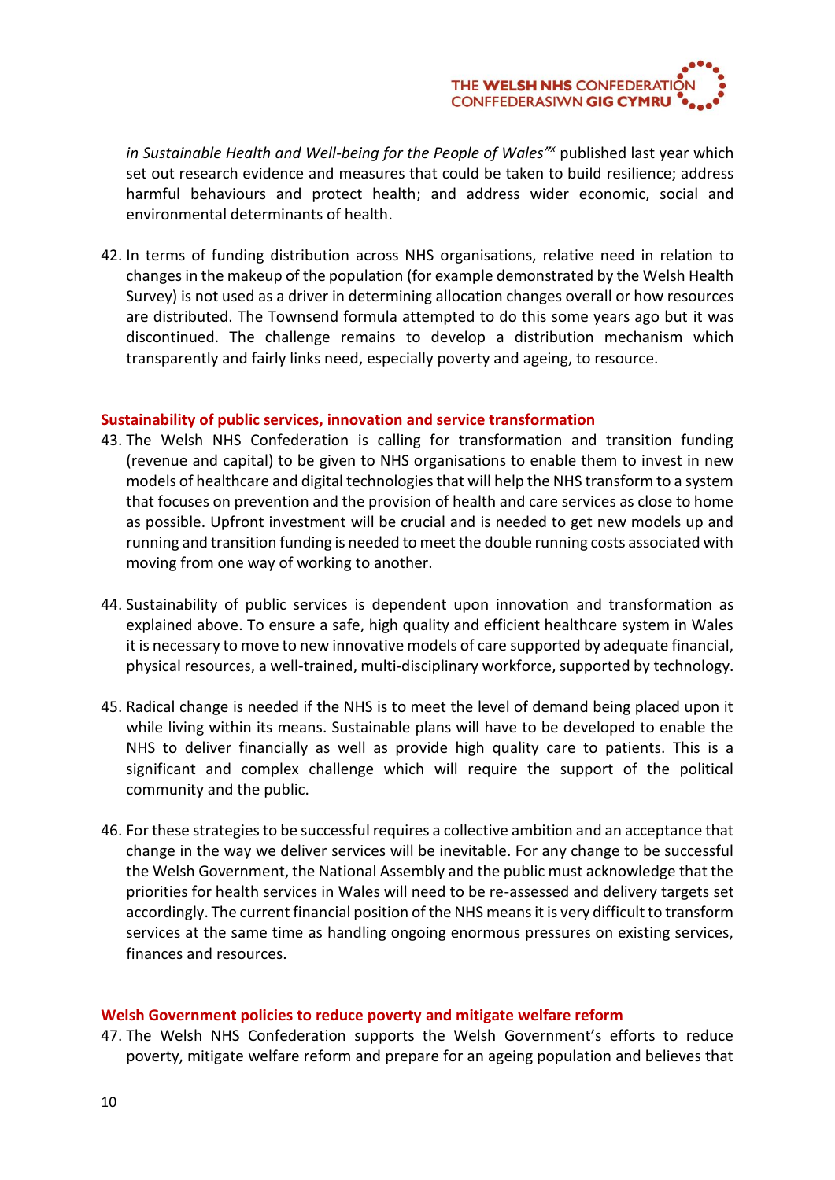*in Sustainable Health and Well-being for the People of Wales"*[x] published last year which set out research evidence and measures that could be taken to build resilience; address harmful behaviours and protect health; and address wider economic, social and environmental determinants of health.

42. In terms of funding distribution across NHS organisations, relative need in relation to changes in the makeup of the population (for example demonstrated by the Welsh Health Survey) is not used as a driver in determining allocation changes overall or how resources are distributed. The Townsend formula attempted to do this some years ago but it was discontinued. The challenge remains to develop a distribution mechanism which transparently and fairly links need, especially poverty and ageing, to resource.

## Sustainability of public services, innovation and service transformation

43. The Welsh NHS Confederation is calling for transformation and transition funding (revenue and capital) to be given to NHS organisations to enable them to invest in new models of healthcare and digital technologies that will help the NHS transform to a system that focuses on prevention and the provision of health and care services as close to home as possible. Upfront investment will be crucial and is needed to get new models up and running and transition funding is needed to meet the double running costs associated with moving from one way of working to another.

44. Sustainability of public services is dependent upon innovation and transformation as explained above. To ensure a safe, high quality and efficient healthcare system in Wales it is necessary to move to new innovative models of care supported by adequate financial, physical resources, a well-trained, multi-disciplinary workforce, supported by technology.

45. Radical change is needed if the NHS is to meet the level of demand being placed upon it while living within its means. Sustainable plans will have to be developed to enable the NHS to deliver financially as well as provide high quality care to patients. This is a significant and complex challenge which will require the support of the political community and the public.

46. For these strategies to be successful requires a collective ambition and an acceptance that change in the way we deliver services will be inevitable. For any change to be successful the Welsh Government, the National Assembly and the public must acknowledge that the priorities for health services in Wales will need to be re-assessed and delivery targets set accordingly. The current financial position of the NHS means it is very difficult to transform services at the same time as handling ongoing enormous pressures on existing services, finances and resources.

## Welsh Government policies to reduce poverty and mitigate welfare reform

47. The Welsh NHS Confederation supports the Welsh Government's efforts to reduce poverty, mitigate welfare reform and prepare for an ageing population and believes that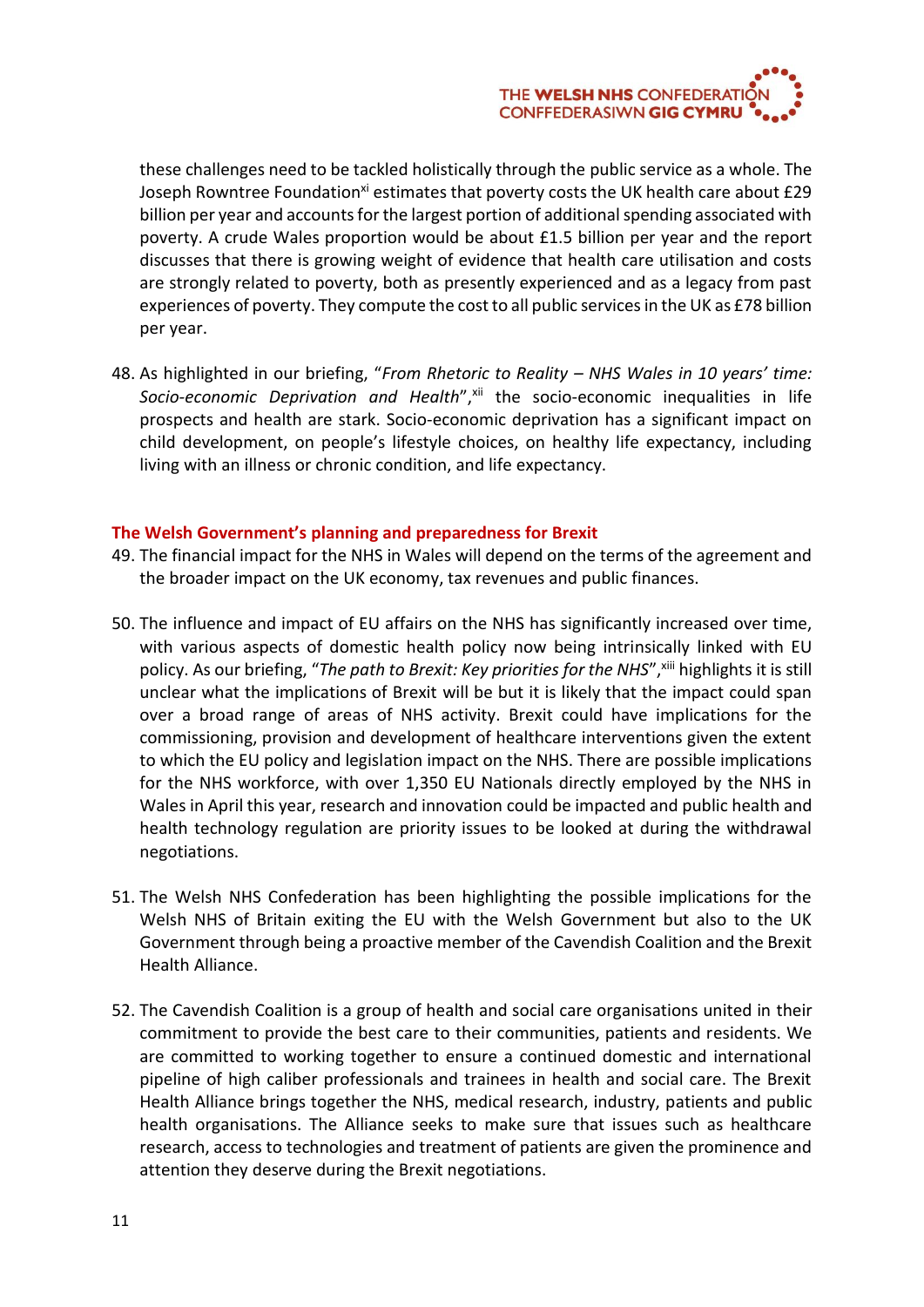these challenges need to be tackled holistically through the public service as a whole. The Joseph Rowntree Foundation[xi] estimates that poverty costs the UK health care about £29 billion per year and accounts for the largest portion of additional spending associated with poverty. A crude Wales proportion would be about £1.5 billion per year and the report discusses that there is growing weight of evidence that health care utilisation and costs are strongly related to poverty, both as presently experienced and as a legacy from past experiences of poverty. They compute the cost to all public services in the UK as £78 billion per year.

48. As highlighted in our briefing, "*From Rhetoric to Reality – NHS Wales in 10 years' time: Socio-economic Deprivation and Health*",[xii] the socio-economic inequalities in life prospects and health are stark. Socio-economic deprivation has a significant impact on child development, on people's lifestyle choices, on healthy life expectancy, including living with an illness or chronic condition, and life expectancy.

### The Welsh Government's planning and preparedness for Brexit

49. The financial impact for the NHS in Wales will depend on the terms of the agreement and the broader impact on the UK economy, tax revenues and public finances.

50. The influence and impact of EU affairs on the NHS has significantly increased over time, with various aspects of domestic health policy now being intrinsically linked with EU policy. As our briefing, "*The path to Brexit: Key priorities for the NHS*",[xiii] highlights it is still unclear what the implications of Brexit will be but it is likely that the impact could span over a broad range of areas of NHS activity. Brexit could have implications for the commissioning, provision and development of healthcare interventions given the extent to which the EU policy and legislation impact on the NHS. There are possible implications for the NHS workforce, with over 1,350 EU Nationals directly employed by the NHS in Wales in April this year, research and innovation could be impacted and public health and health technology regulation are priority issues to be looked at during the withdrawal negotiations.

51. The Welsh NHS Confederation has been highlighting the possible implications for the Welsh NHS of Britain exiting the EU with the Welsh Government but also to the UK Government through being a proactive member of the Cavendish Coalition and the Brexit Health Alliance.

52. The Cavendish Coalition is a group of health and social care organisations united in their commitment to provide the best care to their communities, patients and residents. We are committed to working together to ensure a continued domestic and international pipeline of high caliber professionals and trainees in health and social care. The Brexit Health Alliance brings together the NHS, medical research, industry, patients and public health organisations. The Alliance seeks to make sure that issues such as healthcare research, access to technologies and treatment of patients are given the prominence and attention they deserve during the Brexit negotiations.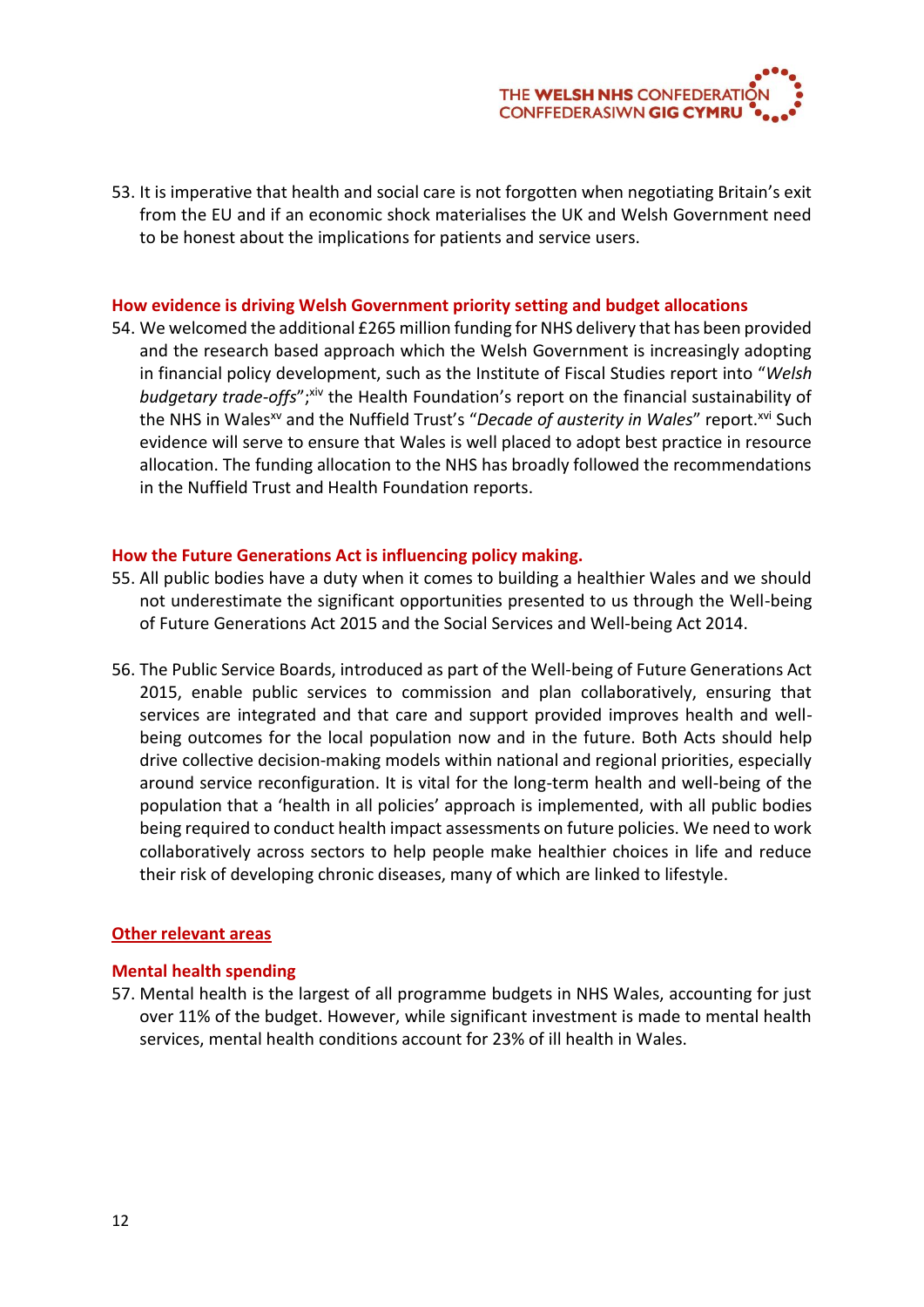53. It is imperative that health and social care is not forgotten when negotiating Britain's exit from the EU and if an economic shock materialises the UK and Welsh Government need to be honest about the implications for patients and service users.

### How evidence is driving Welsh Government priority setting and budget allocations

54. We welcomed the additional £265 million funding for NHS delivery that has been provided and the research based approach which the Welsh Government is increasingly adopting in financial policy development, such as the Institute of Fiscal Studies report into "*Welsh budgetary trade-offs*";[xiv] the Health Foundation's report on the financial sustainability of the NHS in Wales[xv] and the Nuffield Trust's "*Decade of austerity in Wales*" report.[xvi] Such evidence will serve to ensure that Wales is well placed to adopt best practice in resource allocation. The funding allocation to the NHS has broadly followed the recommendations in the Nuffield Trust and Health Foundation reports.

### How the Future Generations Act is influencing policy making.

55. All public bodies have a duty when it comes to building a healthier Wales and we should not underestimate the significant opportunities presented to us through the Well-being of Future Generations Act 2015 and the Social Services and Well-being Act 2014.

56. The Public Service Boards, introduced as part of the Well-being of Future Generations Act 2015, enable public services to commission and plan collaboratively, ensuring that services are integrated and that care and support provided improves health and well-being outcomes for the local population now and in the future. Both Acts should help drive collective decision-making models within national and regional priorities, especially around service reconfiguration. It is vital for the long-term health and well-being of the population that a 'health in all policies' approach is implemented, with all public bodies being required to conduct health impact assessments on future policies. We need to work collaboratively across sectors to help people make healthier choices in life and reduce their risk of developing chronic diseases, many of which are linked to lifestyle.

## Other relevant areas

### Mental health spending

57. Mental health is the largest of all programme budgets in NHS Wales, accounting for just over 11% of the budget. However, while significant investment is made to mental health services, mental health conditions account for 23% of ill health in Wales.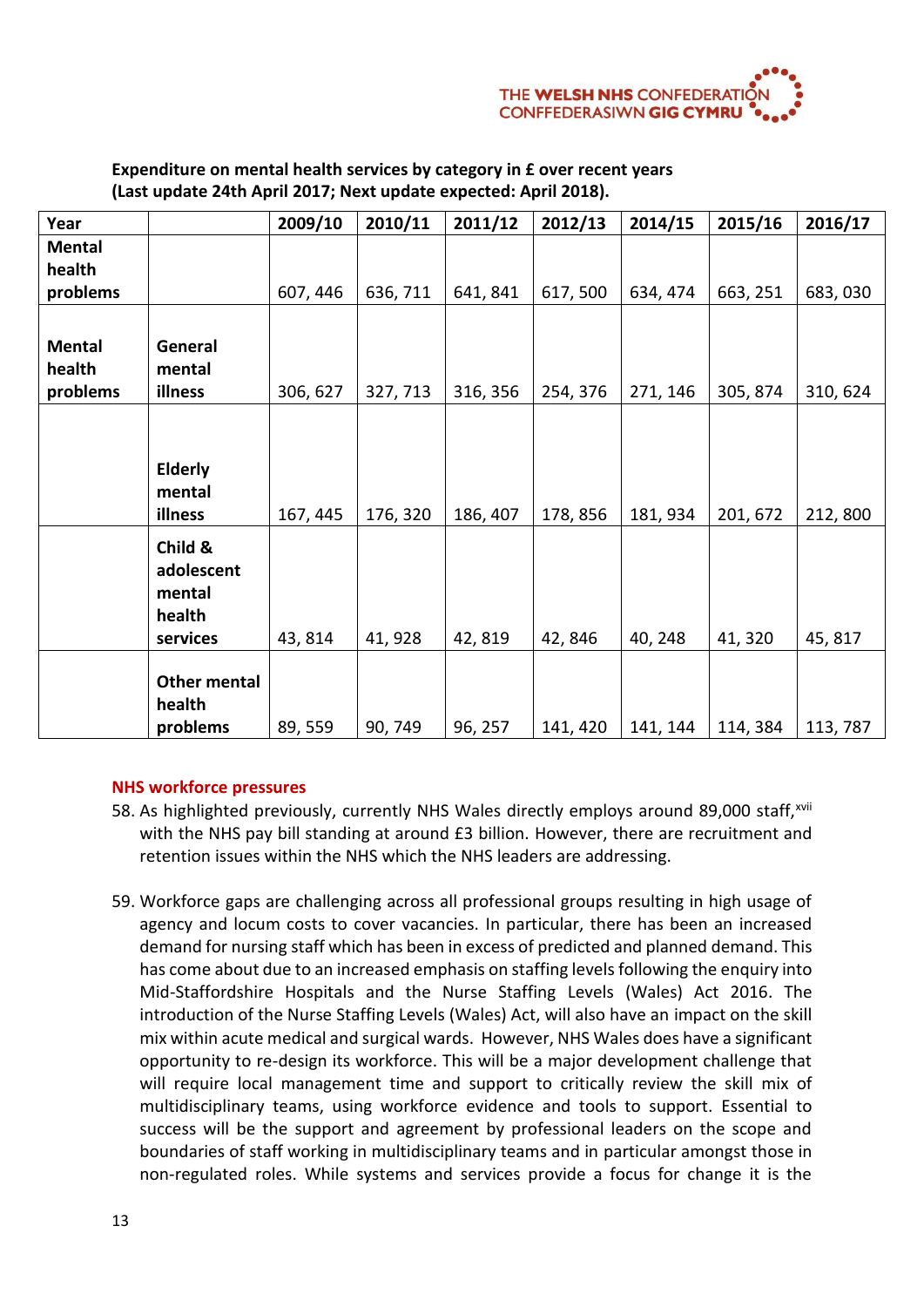**Expenditure on mental health services by category in £ over recent years (Last update 24th April 2017; Next update expected: April 2018).**

| Year | | 2009/10 | 2010/11 | 2011/12 | 2012/13 | 2014/15 | 2015/16 | 2016/17 |
|---|---|---|---|---|---|---|---|---|
| **Mental health problems** | | 607, 446 | 636, 711 | 641, 841 | 617, 500 | 634, 474 | 663, 251 | 683, 030 |
| **Mental health problems** | **General mental illness** | 306, 627 | 327, 713 | 316, 356 | 254, 376 | 271, 146 | 305, 874 | 310, 624 |
| | **Elderly mental illness** | 167, 445 | 176, 320 | 186, 407 | 178, 856 | 181, 934 | 201, 672 | 212, 800 |
| | **Child & adolescent mental health services** | 43, 814 | 41, 928 | 42, 819 | 42, 846 | 40, 248 | 41, 320 | 45, 817 |
| | **Other mental health problems** | 89, 559 | 90, 749 | 96, 257 | 141, 420 | 141, 144 | 114, 384 | 113, 787 |

### NHS workforce pressures

58. As highlighted previously, currently NHS Wales directly employs around 89,000 staff,[xvii] with the NHS pay bill standing at around £3 billion. However, there are recruitment and retention issues within the NHS which the NHS leaders are addressing.

59. Workforce gaps are challenging across all professional groups resulting in high usage of agency and locum costs to cover vacancies. In particular, there has been an increased demand for nursing staff which has been in excess of predicted and planned demand. This has come about due to an increased emphasis on staffing levels following the enquiry into Mid-Staffordshire Hospitals and the Nurse Staffing Levels (Wales) Act 2016. The introduction of the Nurse Staffing Levels (Wales) Act, will also have an impact on the skill mix within acute medical and surgical wards. However, NHS Wales does have a significant opportunity to re-design its workforce. This will be a major development challenge that will require local management time and support to critically review the skill mix of multidisciplinary teams, using workforce evidence and tools to support. Essential to success will be the support and agreement by professional leaders on the scope and boundaries of staff working in multidisciplinary teams and in particular amongst those in non-regulated roles. While systems and services provide a focus for change it is the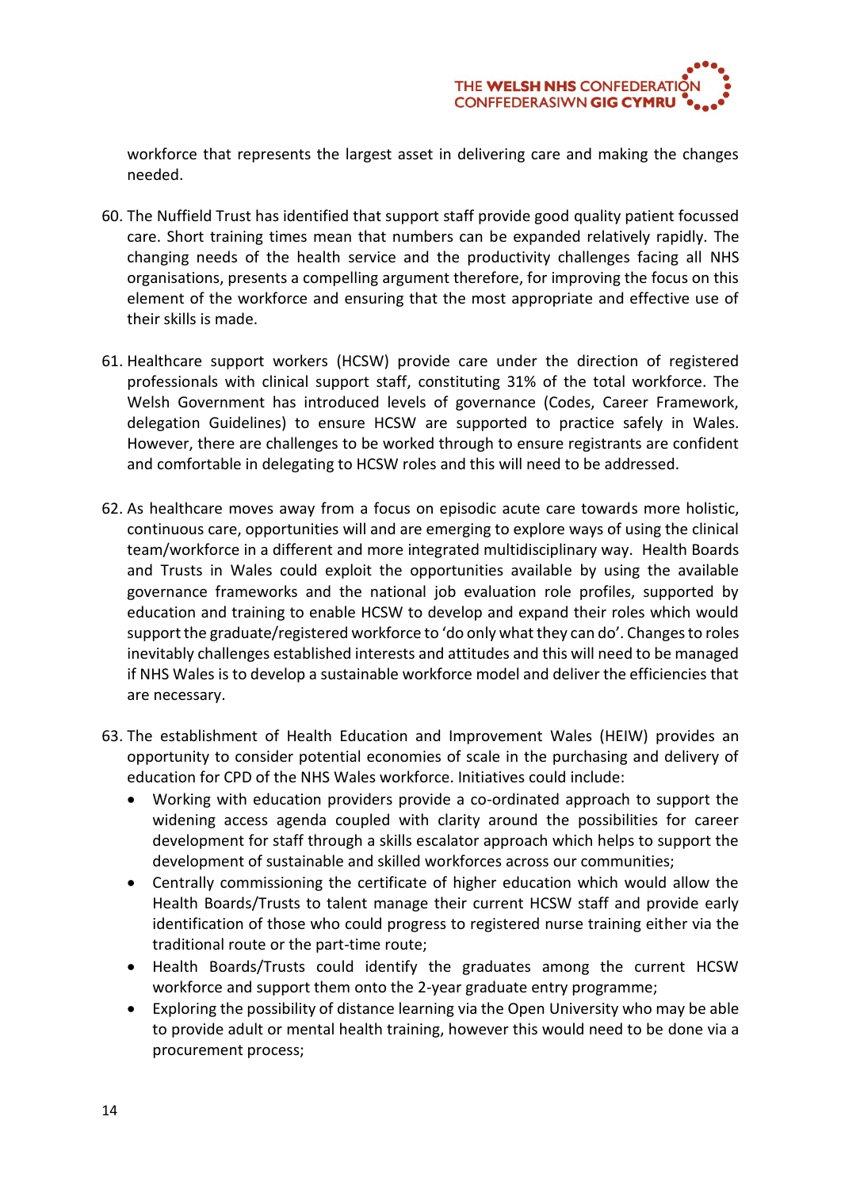workforce that represents the largest asset in delivering care and making the changes needed.

60. The Nuffield Trust has identified that support staff provide good quality patient focussed care. Short training times mean that numbers can be expanded relatively rapidly. The changing needs of the health service and the productivity challenges facing all NHS organisations, presents a compelling argument therefore, for improving the focus on this element of the workforce and ensuring that the most appropriate and effective use of their skills is made.

61. Healthcare support workers (HCSW) provide care under the direction of registered professionals with clinical support staff, constituting 31% of the total workforce. The Welsh Government has introduced levels of governance (Codes, Career Framework, delegation Guidelines) to ensure HCSW are supported to practice safely in Wales. However, there are challenges to be worked through to ensure registrants are confident and comfortable in delegating to HCSW roles and this will need to be addressed.

62. As healthcare moves away from a focus on episodic acute care towards more holistic, continuous care, opportunities will and are emerging to explore ways of using the clinical team/workforce in a different and more integrated multidisciplinary way. Health Boards and Trusts in Wales could exploit the opportunities available by using the available governance frameworks and the national job evaluation role profiles, supported by education and training to enable HCSW to develop and expand their roles which would support the graduate/registered workforce to 'do only what they can do'. Changes to roles inevitably challenges established interests and attitudes and this will need to be managed if NHS Wales is to develop a sustainable workforce model and deliver the efficiencies that are necessary.

63. The establishment of Health Education and Improvement Wales (HEIW) provides an opportunity to consider potential economies of scale in the purchasing and delivery of education for CPD of the NHS Wales workforce. Initiatives could include:
    - Working with education providers provide a co-ordinated approach to support the widening access agenda coupled with clarity around the possibilities for career development for staff through a skills escalator approach which helps to support the development of sustainable and skilled workforces across our communities;
    - Centrally commissioning the certificate of higher education which would allow the Health Boards/Trusts to talent manage their current HCSW staff and provide early identification of those who could progress to registered nurse training either via the traditional route or the part-time route;
    - Health Boards/Trusts could identify the graduates among the current HCSW workforce and support them onto the 2-year graduate entry programme;
    - Exploring the possibility of distance learning via the Open University who may be able to provide adult or mental health training, however this would need to be done via a procurement process;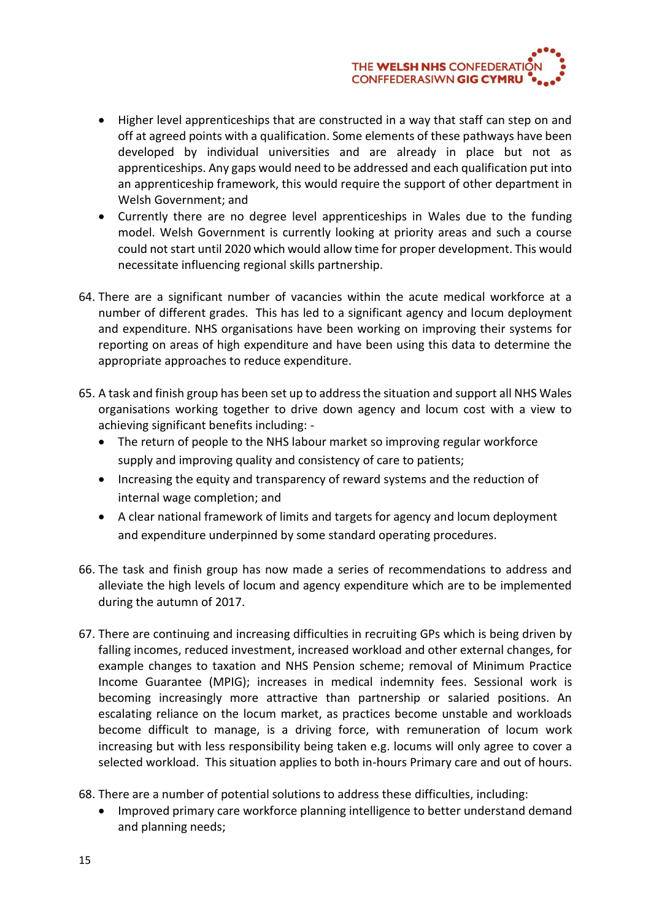- Higher level apprenticeships that are constructed in a way that staff can step on and off at agreed points with a qualification. Some elements of these pathways have been developed by individual universities and are already in place but not as apprenticeships. Any gaps would need to be addressed and each qualification put into an apprenticeship framework, this would require the support of other department in Welsh Government; and
- Currently there are no degree level apprenticeships in Wales due to the funding model. Welsh Government is currently looking at priority areas and such a course could not start until 2020 which would allow time for proper development. This would necessitate influencing regional skills partnership.

64. There are a significant number of vacancies within the acute medical workforce at a number of different grades. This has led to a significant agency and locum deployment and expenditure. NHS organisations have been working on improving their systems for reporting on areas of high expenditure and have been using this data to determine the appropriate approaches to reduce expenditure.

65. A task and finish group has been set up to address the situation and support all NHS Wales organisations working together to drive down agency and locum cost with a view to achieving significant benefits including: -
    - The return of people to the NHS labour market so improving regular workforce supply and improving quality and consistency of care to patients;
    - Increasing the equity and transparency of reward systems and the reduction of internal wage completion; and
    - A clear national framework of limits and targets for agency and locum deployment and expenditure underpinned by some standard operating procedures.

66. The task and finish group has now made a series of recommendations to address and alleviate the high levels of locum and agency expenditure which are to be implemented during the autumn of 2017.

67. There are continuing and increasing difficulties in recruiting GPs which is being driven by falling incomes, reduced investment, increased workload and other external changes, for example changes to taxation and NHS Pension scheme; removal of Minimum Practice Income Guarantee (MPIG); increases in medical indemnity fees. Sessional work is becoming increasingly more attractive than partnership or salaried positions. An escalating reliance on the locum market, as practices become unstable and workloads become difficult to manage, is a driving force, with remuneration of locum work increasing but with less responsibility being taken e.g. locums will only agree to cover a selected workload. This situation applies to both in-hours Primary care and out of hours.

68. There are a number of potential solutions to address these difficulties, including:
    - Improved primary care workforce planning intelligence to better understand demand and planning needs;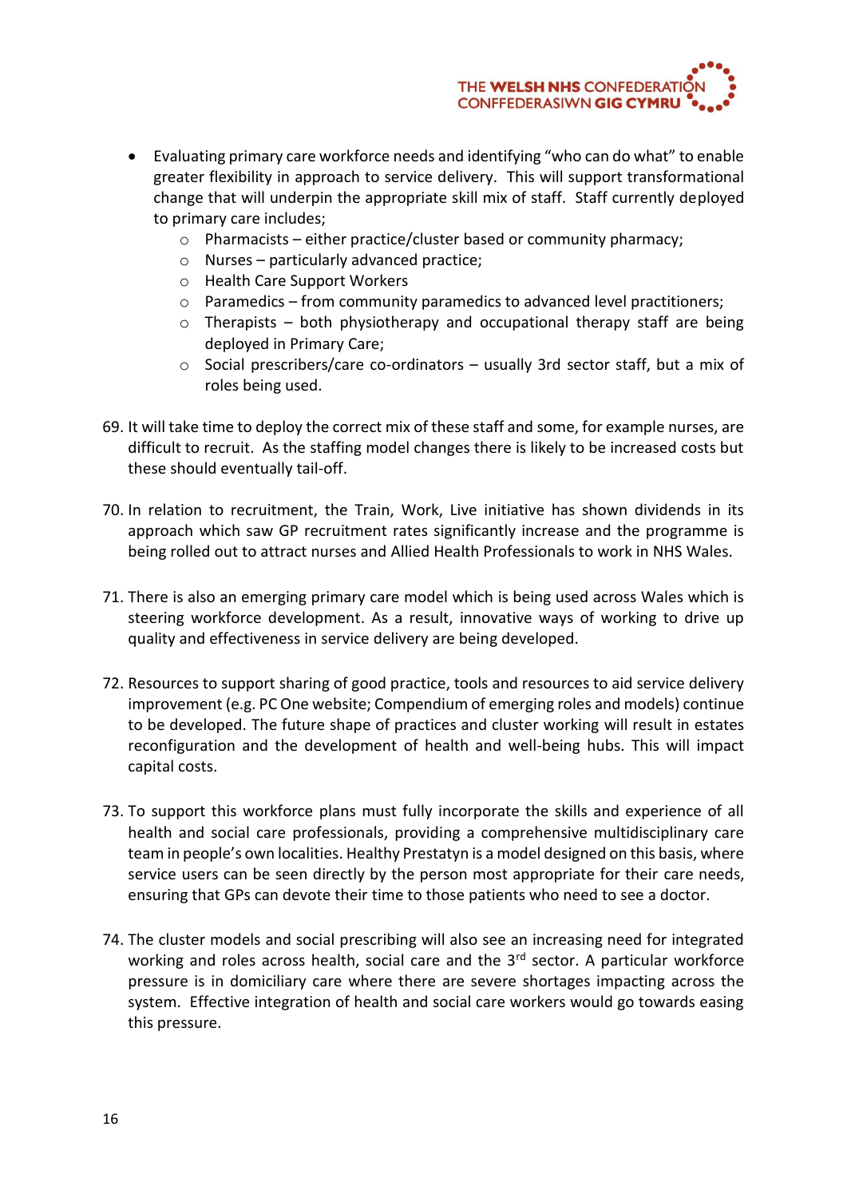- Evaluating primary care workforce needs and identifying "who can do what" to enable greater flexibility in approach to service delivery. This will support transformational change that will underpin the appropriate skill mix of staff. Staff currently deployed to primary care includes;
    - Pharmacists – either practice/cluster based or community pharmacy;
    - Nurses – particularly advanced practice;
    - Health Care Support Workers
    - Paramedics – from community paramedics to advanced level practitioners;
    - Therapists – both physiotherapy and occupational therapy staff are being deployed in Primary Care;
    - Social prescribers/care co-ordinators – usually 3rd sector staff, but a mix of roles being used.

69. It will take time to deploy the correct mix of these staff and some, for example nurses, are difficult to recruit. As the staffing model changes there is likely to be increased costs but these should eventually tail-off.

70. In relation to recruitment, the Train, Work, Live initiative has shown dividends in its approach which saw GP recruitment rates significantly increase and the programme is being rolled out to attract nurses and Allied Health Professionals to work in NHS Wales.

71. There is also an emerging primary care model which is being used across Wales which is steering workforce development. As a result, innovative ways of working to drive up quality and effectiveness in service delivery are being developed.

72. Resources to support sharing of good practice, tools and resources to aid service delivery improvement (e.g. PC One website; Compendium of emerging roles and models) continue to be developed. The future shape of practices and cluster working will result in estates reconfiguration and the development of health and well-being hubs. This will impact capital costs.

73. To support this workforce plans must fully incorporate the skills and experience of all health and social care professionals, providing a comprehensive multidisciplinary care team in people's own localities. Healthy Prestatyn is a model designed on this basis, where service users can be seen directly by the person most appropriate for their care needs, ensuring that GPs can devote their time to those patients who need to see a doctor.

74. The cluster models and social prescribing will also see an increasing need for integrated working and roles across health, social care and the 3rd sector. A particular workforce pressure is in domiciliary care where there are severe shortages impacting across the system. Effective integration of health and social care workers would go towards easing this pressure.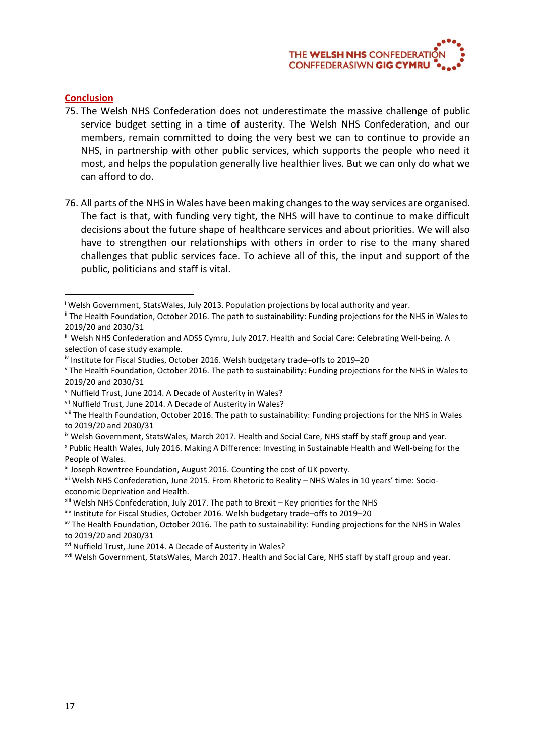## Conclusion

75. The Welsh NHS Confederation does not underestimate the massive challenge of public service budget setting in a time of austerity. The Welsh NHS Confederation, and our members, remain committed to doing the very best we can to continue to provide an NHS, in partnership with other public services, which supports the people who need it most, and helps the population generally live healthier lives. But we can only do what we can afford to do.

76. All parts of the NHS in Wales have been making changes to the way services are organised. The fact is that, with funding very tight, the NHS will have to continue to make difficult decisions about the future shape of healthcare services and about priorities. We will also have to strengthen our relationships with others in order to rise to the many shared challenges that public services face. To achieve all of this, the input and support of the public, politicians and staff is vital.

---

[i] Welsh Government, StatsWales, July 2013. Population projections by local authority and year.

[ii] The Health Foundation, October 2016. The path to sustainability: Funding projections for the NHS in Wales to 2019/20 and 2030/31

[iii] Welsh NHS Confederation and ADSS Cymru, July 2017. Health and Social Care: Celebrating Well-being. A selection of case study example.

[iv] Institute for Fiscal Studies, October 2016. Welsh budgetary trade–offs to 2019–20

[v] The Health Foundation, October 2016. The path to sustainability: Funding projections for the NHS in Wales to 2019/20 and 2030/31

[vi] Nuffield Trust, June 2014. A Decade of Austerity in Wales?

[vii] Nuffield Trust, June 2014. A Decade of Austerity in Wales?

[viii] The Health Foundation, October 2016. The path to sustainability: Funding projections for the NHS in Wales to 2019/20 and 2030/31

[ix] Welsh Government, StatsWales, March 2017. Health and Social Care, NHS staff by staff group and year.

[x] Public Health Wales, July 2016. Making A Difference: Investing in Sustainable Health and Well-being for the People of Wales.

[xi] Joseph Rowntree Foundation, August 2016. Counting the cost of UK poverty.

[xii] Welsh NHS Confederation, June 2015. From Rhetoric to Reality – NHS Wales in 10 years' time: Socio-economic Deprivation and Health.

[xiii] Welsh NHS Confederation, July 2017. The path to Brexit – Key priorities for the NHS

[xiv] Institute for Fiscal Studies, October 2016. Welsh budgetary trade–offs to 2019–20

[xv] The Health Foundation, October 2016. The path to sustainability: Funding projections for the NHS in Wales to 2019/20 and 2030/31

[xvi] Nuffield Trust, June 2014. A Decade of Austerity in Wales?

[xvii] Welsh Government, StatsWales, March 2017. Health and Social Care, NHS staff by staff group and year.